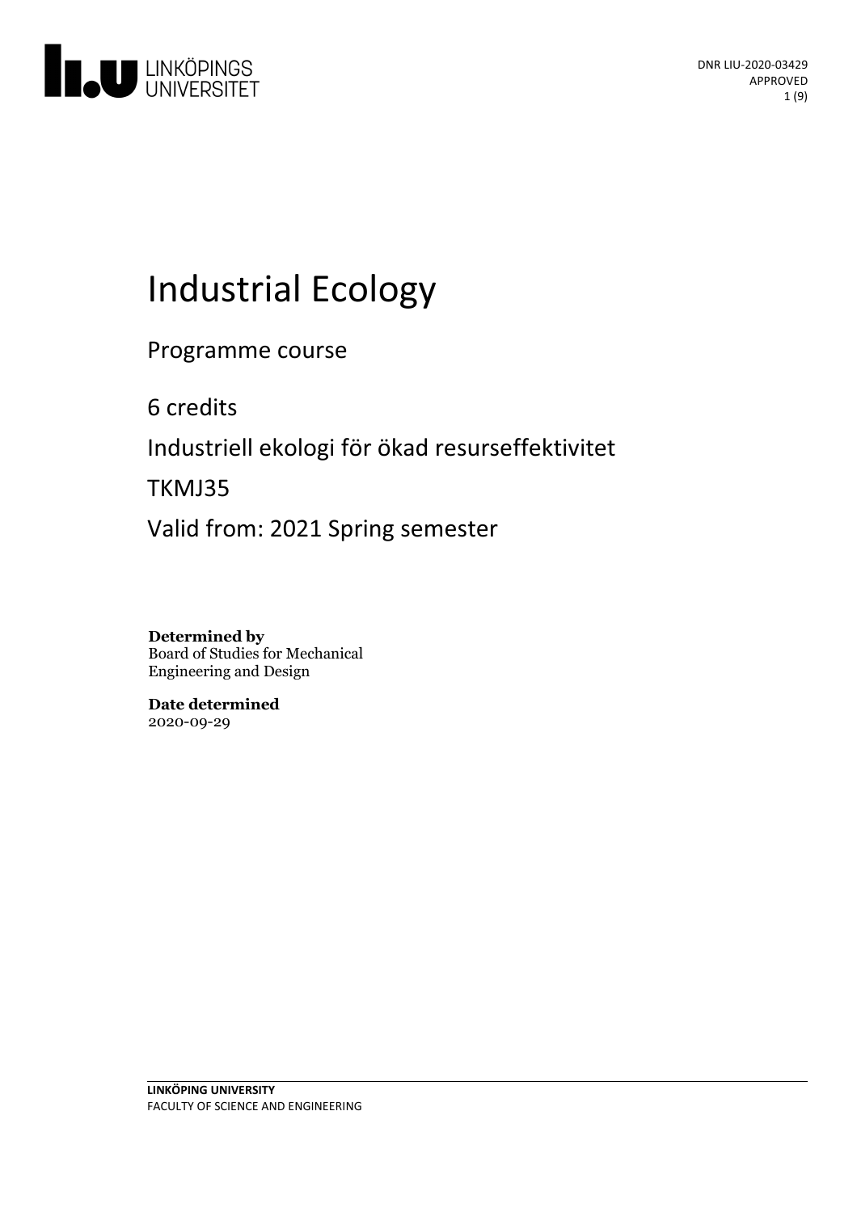DNR LIU-2020-03429
APPROVED

# Industrial Ecology

Programme course

6 credits

Industriell ekologi för ökad resurseffektivitet

TKMJ35

Valid from: 2021 Spring semester

**Determined by**
Board of Studies for Mechanical Engineering and Design

**Date determined**
2020-09-29

**LINKÖPING UNIVERSITY**
FACULTY OF SCIENCE AND ENGINEERING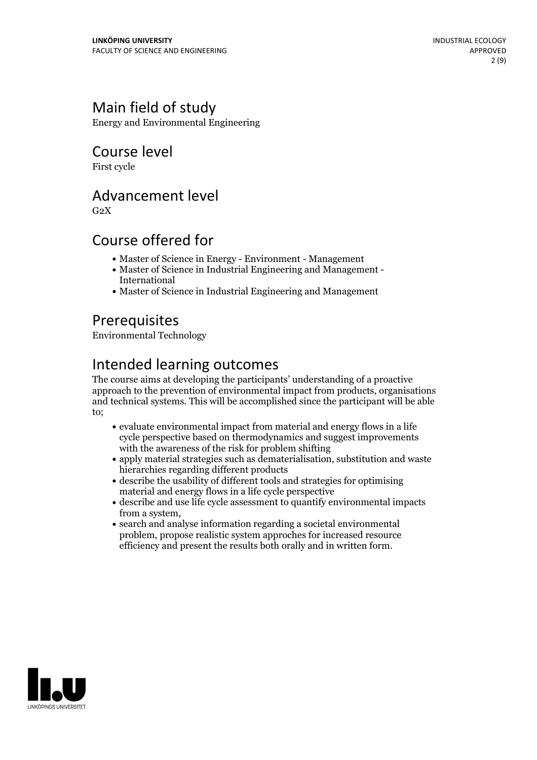## Main field of study

Energy and Environmental Engineering

## Course level

First cycle

## Advancement level

G2X

## Course offered for

- Master of Science in Energy - Environment - Management
- Master of Science in Industrial Engineering and Management - International
- Master of Science in Industrial Engineering and Management

## Prerequisites

Environmental Technology

## Intended learning outcomes

The course aims at developing the participants' understanding of a proactive approach to the prevention of environmental impact from products, organisations and technical systems. This will be accomplished since the participant will be able to;

- evaluate environmental impact from material and energy flows in a life cycle perspective based on thermodynamics and suggest improvements with the awareness of the risk for problem shifting
- apply material strategies such as dematerialisation, substitution and waste hierarchies regarding different products
- describe the usability of different tools and strategies for optimising material and energy flows in a life cycle perspective
- describe and use life cycle assessment to quantify environmental impacts from a system,
- search and analyse information regarding a societal environmental problem, propose realistic system approches for increased resource efficiency and present the results both orally and in written form.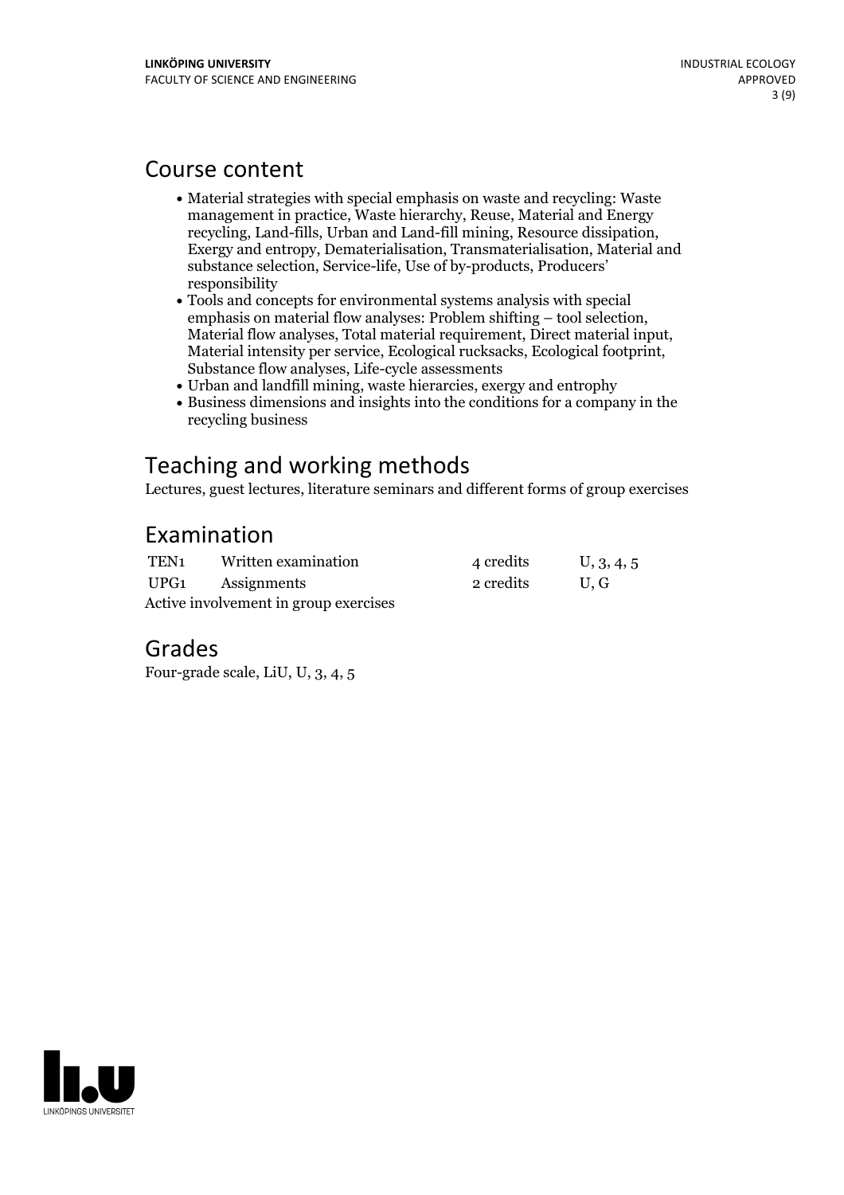## Course content

- Material strategies with special emphasis on waste and recycling: Waste management in practice, Waste hierarchy, Reuse, Material and Energy recycling, Land-fills, Urban and Land-fill mining, Resource dissipation, Exergy and entropy, Dematerialisation, Transmaterialisation, Material and substance selection, Service-life, Use of by-products, Producers' responsibility
- Tools and concepts for environmental systems analysis with special emphasis on material flow analyses: Problem shifting – tool selection, Material flow analyses, Total material requirement, Direct material input, Material intensity per service, Ecological rucksacks, Ecological footprint, Substance flow analyses, Life-cycle assessments
- Urban and landfill mining, waste hierarcies, exergy and entrophy
- Business dimensions and insights into the conditions for a company in the recycling business

## Teaching and working methods

Lectures, guest lectures, literature seminars and different forms of group exercises

## Examination

| | | | |
|---|---|---|---|
| TEN1 | Written examination | 4 credits | U, 3, 4, 5 |
| UPG1 | Assignments | 2 credits | U, G |

Active involvement in group exercises

## Grades

Four-grade scale, LiU, U, 3, 4, 5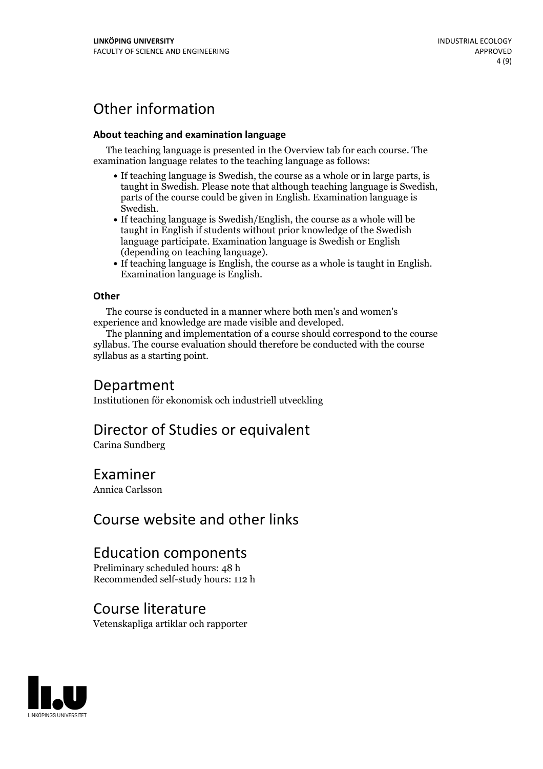# Other information

### About teaching and examination language

The teaching language is presented in the Overview tab for each course. The examination language relates to the teaching language as follows:

- If teaching language is Swedish, the course as a whole or in large parts, is taught in Swedish. Please note that although teaching language is Swedish, parts of the course could be given in English. Examination language is Swedish.
- If teaching language is Swedish/English, the course as a whole will be taught in English if students without prior knowledge of the Swedish language participate. Examination language is Swedish or English (depending on teaching language).
- If teaching language is English, the course as a whole is taught in English. Examination language is English.

### Other

The course is conducted in a manner where both men's and women's experience and knowledge are made visible and developed.

The planning and implementation of a course should correspond to the course syllabus. The course evaluation should therefore be conducted with the course syllabus as a starting point.

# Department

Institutionen för ekonomisk och industriell utveckling

# Director of Studies or equivalent

Carina Sundberg

# Examiner

Annica Carlsson

# Course website and other links

# Education components

Preliminary scheduled hours: 48 h
Recommended self-study hours: 112 h

# Course literature

Vetenskapliga artiklar och rapporter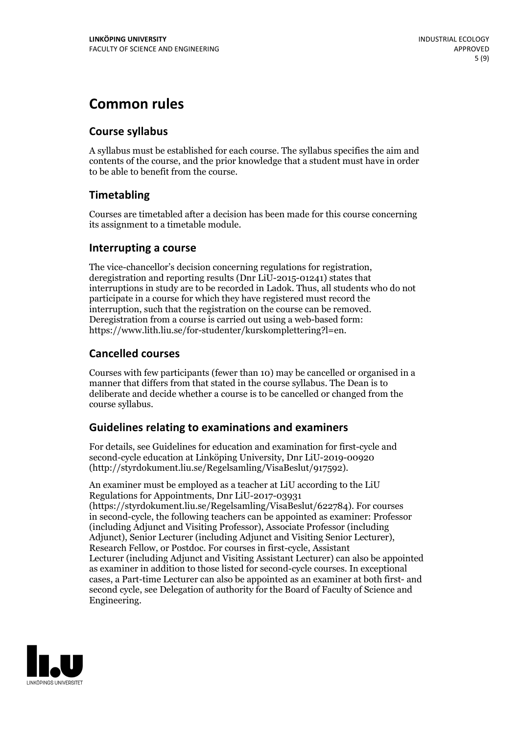# Common rules

## Course syllabus

A syllabus must be established for each course. The syllabus specifies the aim and contents of the course, and the prior knowledge that a student must have in order to be able to benefit from the course.

## Timetabling

Courses are timetabled after a decision has been made for this course concerning its assignment to a timetable module.

## Interrupting a course

The vice-chancellor's decision concerning regulations for registration, deregistration and reporting results (Dnr LiU-2015-01241) states that interruptions in study are to be recorded in Ladok. Thus, all students who do not participate in a course for which they have registered must record the interruption, such that the registration on the course can be removed. Deregistration from a course is carried out using a web-based form: https://www.lith.liu.se/for-studenter/kurskomplettering?l=en.

## Cancelled courses

Courses with few participants (fewer than 10) may be cancelled or organised in a manner that differs from that stated in the course syllabus. The Dean is to deliberate and decide whether a course is to be cancelled or changed from the course syllabus.

## Guidelines relating to examinations and examiners

For details, see Guidelines for education and examination for first-cycle and second-cycle education at Linköping University, Dnr LiU-2019-00920 (http://styrdokument.liu.se/Regelsamling/VisaBeslut/917592).

An examiner must be employed as a teacher at LiU according to the LiU Regulations for Appointments, Dnr LiU-2017-03931 (https://styrdokument.liu.se/Regelsamling/VisaBeslut/622784). For courses in second-cycle, the following teachers can be appointed as examiner: Professor (including Adjunct and Visiting Professor), Associate Professor (including Adjunct), Senior Lecturer (including Adjunct and Visiting Senior Lecturer), Research Fellow, or Postdoc. For courses in first-cycle, Assistant Lecturer (including Adjunct and Visiting Assistant Lecturer) can also be appointed as examiner in addition to those listed for second-cycle courses. In exceptional cases, a Part-time Lecturer can also be appointed as an examiner at both first- and second cycle, see Delegation of authority for the Board of Faculty of Science and Engineering.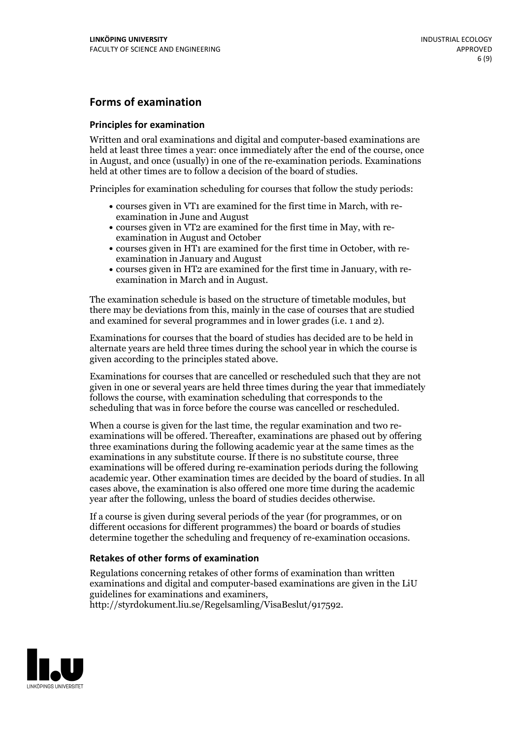## Forms of examination

### Principles for examination

Written and oral examinations and digital and computer-based examinations are held at least three times a year: once immediately after the end of the course, once in August, and once (usually) in one of the re-examination periods. Examinations held at other times are to follow a decision of the board of studies.

Principles for examination scheduling for courses that follow the study periods:

- courses given in VT1 are examined for the first time in March, with re-examination in June and August
- courses given in VT2 are examined for the first time in May, with re-examination in August and October
- courses given in HT1 are examined for the first time in October, with re-examination in January and August
- courses given in HT2 are examined for the first time in January, with re-examination in March and in August.

The examination schedule is based on the structure of timetable modules, but there may be deviations from this, mainly in the case of courses that are studied and examined for several programmes and in lower grades (i.e. 1 and 2).

Examinations for courses that the board of studies has decided are to be held in alternate years are held three times during the school year in which the course is given according to the principles stated above.

Examinations for courses that are cancelled or rescheduled such that they are not given in one or several years are held three times during the year that immediately follows the course, with examination scheduling that corresponds to the scheduling that was in force before the course was cancelled or rescheduled.

When a course is given for the last time, the regular examination and two re-examinations will be offered. Thereafter, examinations are phased out by offering three examinations during the following academic year at the same times as the examinations in any substitute course. If there is no substitute course, three examinations will be offered during re-examination periods during the following academic year. Other examination times are decided by the board of studies. In all cases above, the examination is also offered one more time during the academic year after the following, unless the board of studies decides otherwise.

If a course is given during several periods of the year (for programmes, or on different occasions for different programmes) the board or boards of studies determine together the scheduling and frequency of re-examination occasions.

### Retakes of other forms of examination

Regulations concerning retakes of other forms of examination than written examinations and digital and computer-based examinations are given in the LiU guidelines for examinations and examiners, http://styrdokument.liu.se/Regelsamling/VisaBeslut/917592.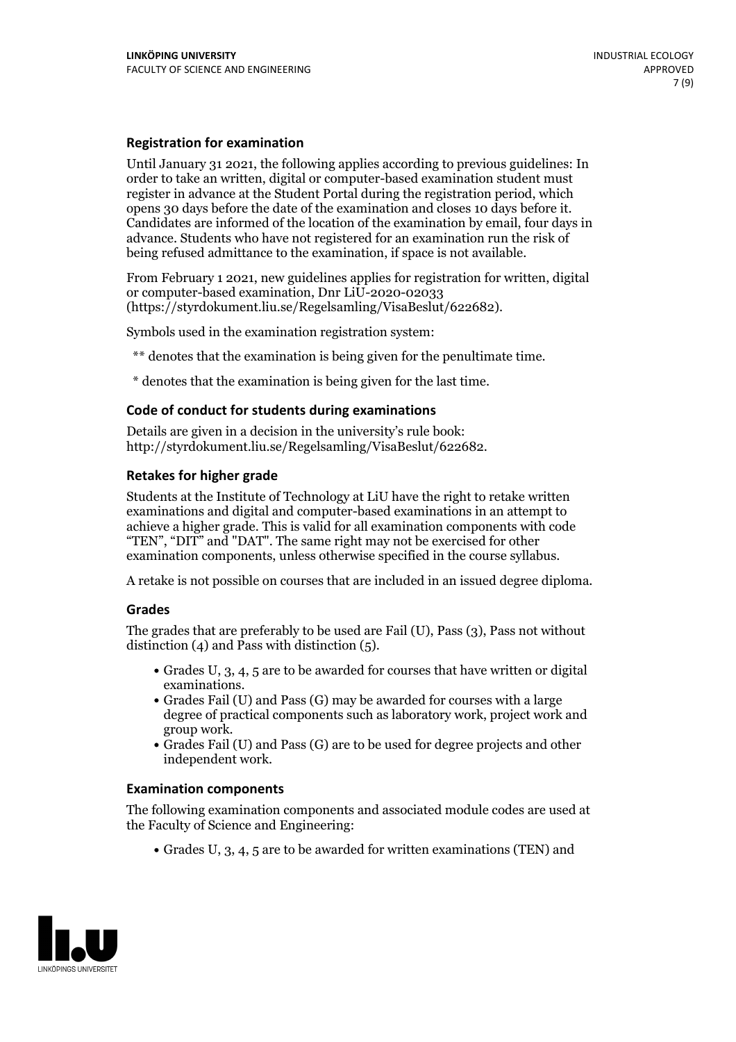### Registration for examination

Until January 31 2021, the following applies according to previous guidelines: In order to take an written, digital or computer-based examination student must register in advance at the Student Portal during the registration period, which opens 30 days before the date of the examination and closes 10 days before it. Candidates are informed of the location of the examination by email, four days in advance. Students who have not registered for an examination run the risk of being refused admittance to the examination, if space is not available.

From February 1 2021, new guidelines applies for registration for written, digital or computer-based examination, Dnr LiU-2020-02033 (https://styrdokument.liu.se/Regelsamling/VisaBeslut/622682).

Symbols used in the examination registration system:

** denotes that the examination is being given for the penultimate time.

* denotes that the examination is being given for the last time.

### Code of conduct for students during examinations

Details are given in a decision in the university's rule book: http://styrdokument.liu.se/Regelsamling/VisaBeslut/622682.

### Retakes for higher grade

Students at the Institute of Technology at LiU have the right to retake written examinations and digital and computer-based examinations in an attempt to achieve a higher grade. This is valid for all examination components with code "TEN", "DIT" and "DAT". The same right may not be exercised for other examination components, unless otherwise specified in the course syllabus.

A retake is not possible on courses that are included in an issued degree diploma.

### Grades

The grades that are preferably to be used are Fail (U), Pass (3), Pass not without distinction (4) and Pass with distinction (5).

- Grades U, 3, 4, 5 are to be awarded for courses that have written or digital examinations.
- Grades Fail (U) and Pass (G) may be awarded for courses with a large degree of practical components such as laboratory work, project work and group work.
- Grades Fail (U) and Pass (G) are to be used for degree projects and other independent work.

### Examination components

The following examination components and associated module codes are used at the Faculty of Science and Engineering:

- Grades U, 3, 4, 5 are to be awarded for written examinations (TEN) and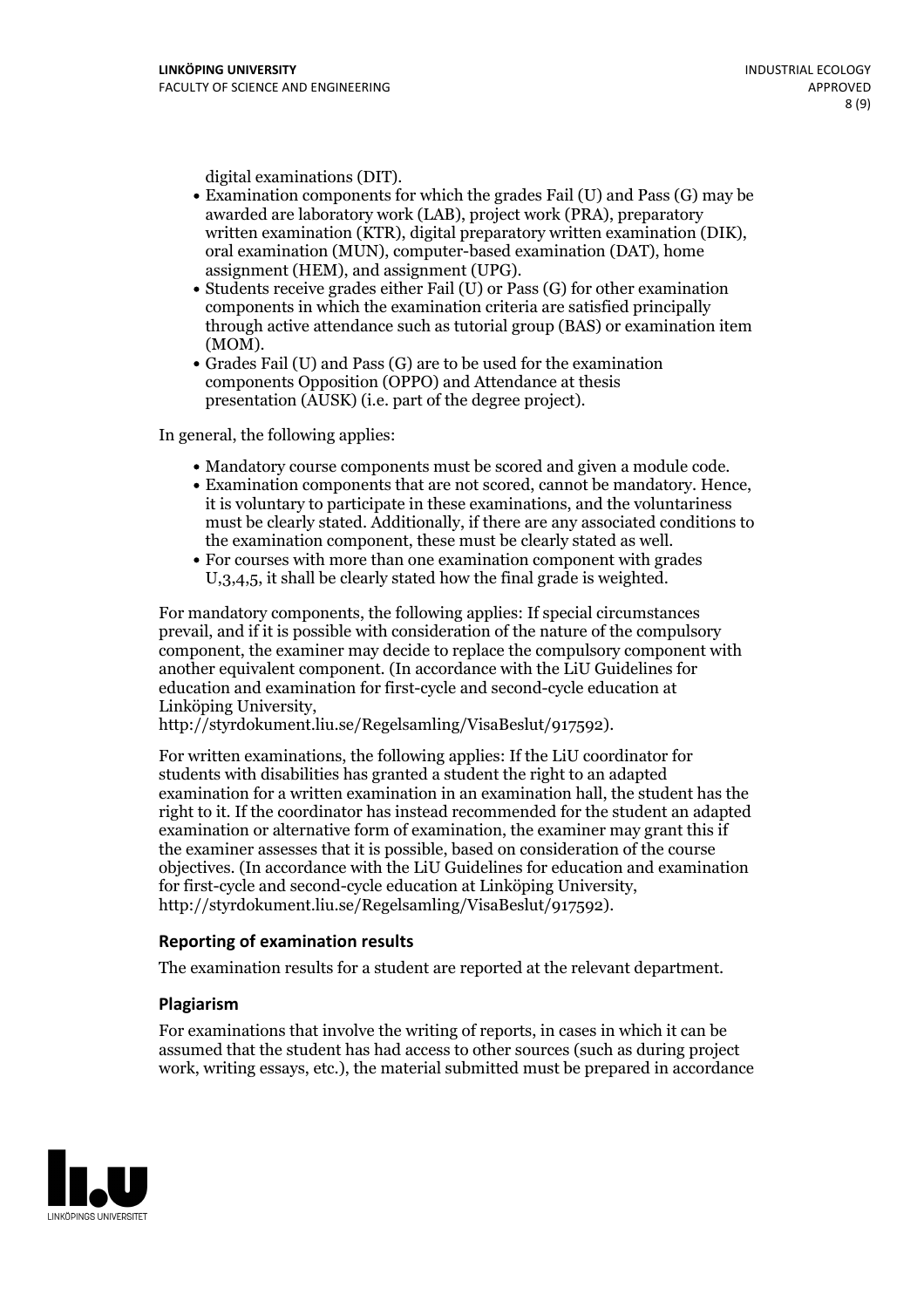digital examinations (DIT).

- Examination components for which the grades Fail (U) and Pass (G) may be awarded are laboratory work (LAB), project work (PRA), preparatory written examination (KTR), digital preparatory written examination (DIK), oral examination (MUN), computer-based examination (DAT), home assignment (HEM), and assignment (UPG).
- Students receive grades either Fail (U) or Pass (G) for other examination components in which the examination criteria are satisfied principally through active attendance such as tutorial group (BAS) or examination item (MOM).
- Grades Fail (U) and Pass (G) are to be used for the examination components Opposition (OPPO) and Attendance at thesis presentation (AUSK) (i.e. part of the degree project).

In general, the following applies:

- Mandatory course components must be scored and given a module code.
- Examination components that are not scored, cannot be mandatory. Hence, it is voluntary to participate in these examinations, and the voluntariness must be clearly stated. Additionally, if there are any associated conditions to the examination component, these must be clearly stated as well.
- For courses with more than one examination component with grades U,3,4,5, it shall be clearly stated how the final grade is weighted.

For mandatory components, the following applies: If special circumstances prevail, and if it is possible with consideration of the nature of the compulsory component, the examiner may decide to replace the compulsory component with another equivalent component. (In accordance with the LiU Guidelines for education and examination for first-cycle and second-cycle education at Linköping University, http://styrdokument.liu.se/Regelsamling/VisaBeslut/917592).

For written examinations, the following applies: If the LiU coordinator for students with disabilities has granted a student the right to an adapted examination for a written examination in an examination hall, the student has the right to it. If the coordinator has instead recommended for the student an adapted examination or alternative form of examination, the examiner may grant this if the examiner assesses that it is possible, based on consideration of the course objectives. (In accordance with the LiU Guidelines for education and examination for first-cycle and second-cycle education at Linköping University, http://styrdokument.liu.se/Regelsamling/VisaBeslut/917592).

### Reporting of examination results

The examination results for a student are reported at the relevant department.

### Plagiarism

For examinations that involve the writing of reports, in cases in which it can be assumed that the student has had access to other sources (such as during project work, writing essays, etc.), the material submitted must be prepared in accordance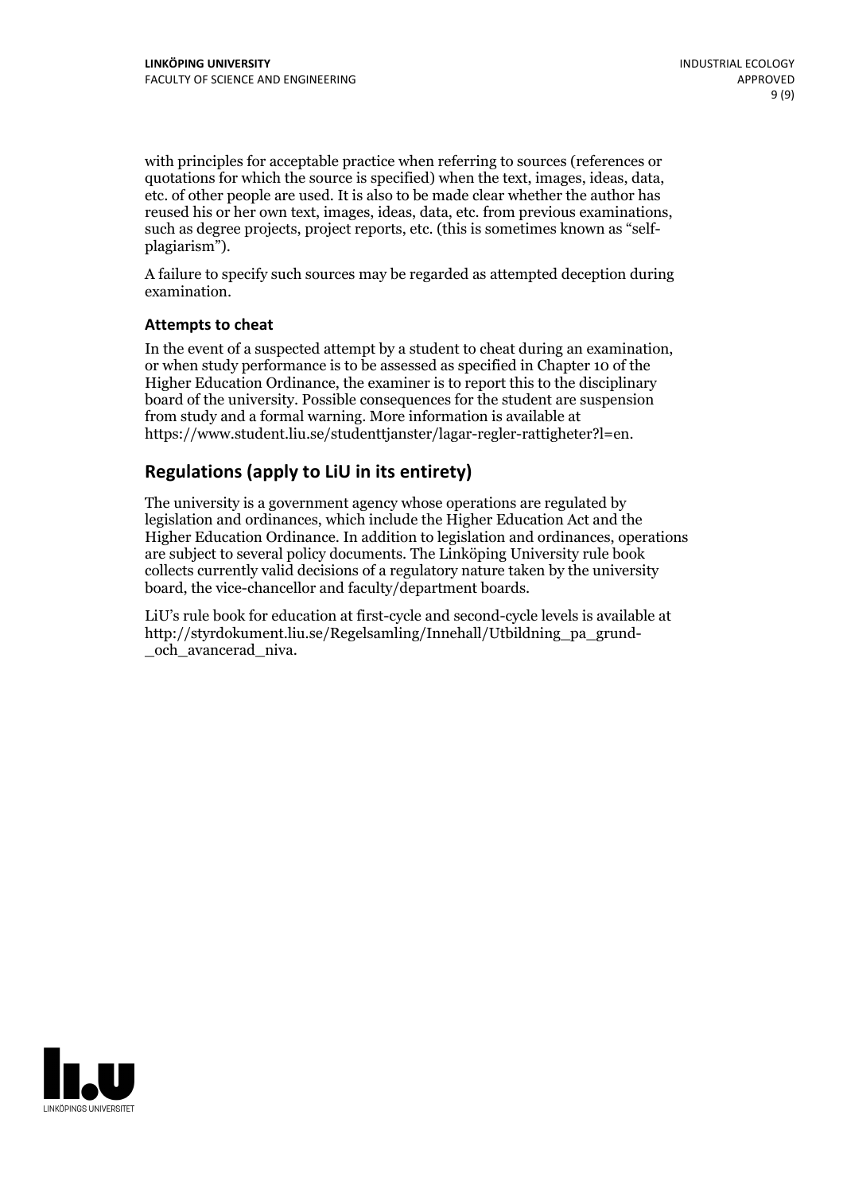with principles for acceptable practice when referring to sources (references or quotations for which the source is specified) when the text, images, ideas, data, etc. of other people are used. It is also to be made clear whether the author has reused his or her own text, images, ideas, data, etc. from previous examinations, such as degree projects, project reports, etc. (this is sometimes known as "self-plagiarism").

A failure to specify such sources may be regarded as attempted deception during examination.

### Attempts to cheat

In the event of a suspected attempt by a student to cheat during an examination, or when study performance is to be assessed as specified in Chapter 10 of the Higher Education Ordinance, the examiner is to report this to the disciplinary board of the university. Possible consequences for the student are suspension from study and a formal warning. More information is available at https://www.student.liu.se/studenttjanster/lagar-regler-rattigheter?l=en.

## Regulations (apply to LiU in its entirety)

The university is a government agency whose operations are regulated by legislation and ordinances, which include the Higher Education Act and the Higher Education Ordinance. In addition to legislation and ordinances, operations are subject to several policy documents. The Linköping University rule book collects currently valid decisions of a regulatory nature taken by the university board, the vice-chancellor and faculty/department boards.

LiU's rule book for education at first-cycle and second-cycle levels is available at http://styrdokument.liu.se/Regelsamling/Innehall/Utbildning_pa_grund-_och_avancerad_niva.